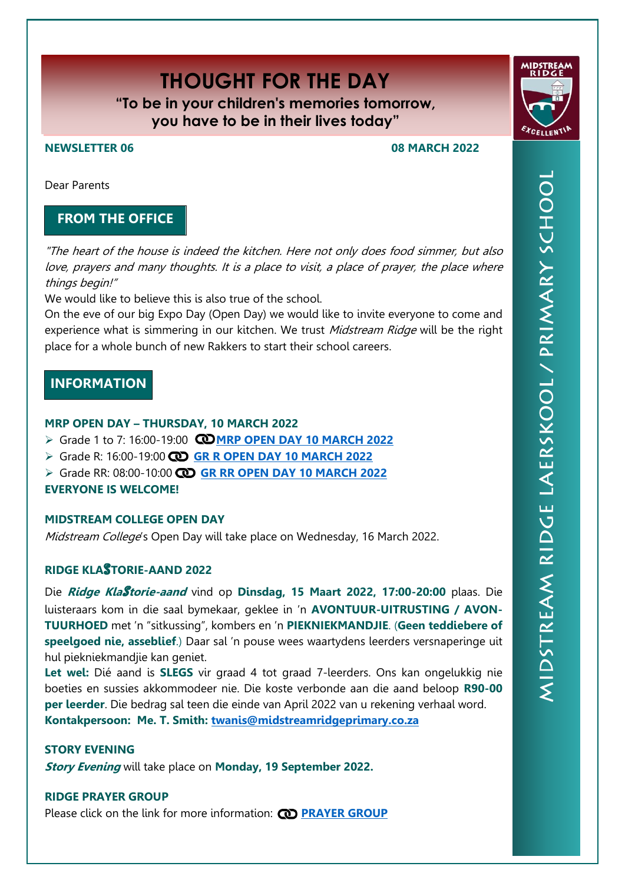# THOUGHT FOR THE DAY

**"To be in your children's memories tomorrow, you have to be in their lives today"**

**NEWSLETTER 06** **08 MARCH 2022**

Dear Parents

## FROM THE OFFICE

*"The heart of the house is indeed the kitchen. Here not only does food simmer, but also love, prayers and many thoughts. It is a place to visit, a place of prayer, the place where things begin!"*

We would like to believe this is also true of the school.

On the eve of our big Expo Day (Open Day) we would like to invite everyone to come and experience what is simmering in our kitchen. We trust *Midstream Ridge* will be the right place for a whole bunch of new Rakkers to start their school careers.

## INFORMATION

### MRP OPEN DAY – THURSDAY, 10 MARCH 2022

- Grade 1 to 7: 16:00-19:00 **MRP OPEN DAY 10 MARCH 2022**
- Grade R: 16:00-19:00 **GR R OPEN DAY 10 MARCH 2022**
- Grade RR: 08:00-10:00 **GR RR OPEN DAY 10 MARCH 2022**

**EVERYONE IS WELCOME!**

### MIDSTREAM COLLEGE OPEN DAY

*Midstream College*'s Open Day will take place on Wednesday, 16 March 2022.

### RIDGE KLASTORIE-AAND 2022

Die ***Ridge KlaStorie-aand*** vind op **Dinsdag, 15 Maart 2022, 17:00-20:00** plaas. Die luisteraars kom in die saal bymekaar, geklee in 'n **AVONTUUR-UITRUSTING / AVONTUURHOED** met 'n "sitkussing", kombers en 'n **PIEKNIEKMANDJIE**. (**Geen teddiebere of speelgoed nie, asseblief**.) Daar sal 'n pouse wees waartydens leerders versnaperinge uit hul piekniekmandjie kan geniet.

**Let wel:** Dié aand is **SLEGS** vir graad 4 tot graad 7-leerders. Ons kan ongelukkig nie boeties en sussies akkommodeer nie. Die koste verbonde aan die aand beloop **R90-00 per leerder**. Die bedrag sal teen die einde van April 2022 van u rekening verhaal word.

**Kontakpersoon: Me. T. Smith: twanis@midstreamridgeprimary.co.za**

### STORY EVENING

***Story Evening*** will take place on **Monday, 19 September 2022.**

### RIDGE PRAYER GROUP

Please click on the link for more information: **PRAYER GROUP**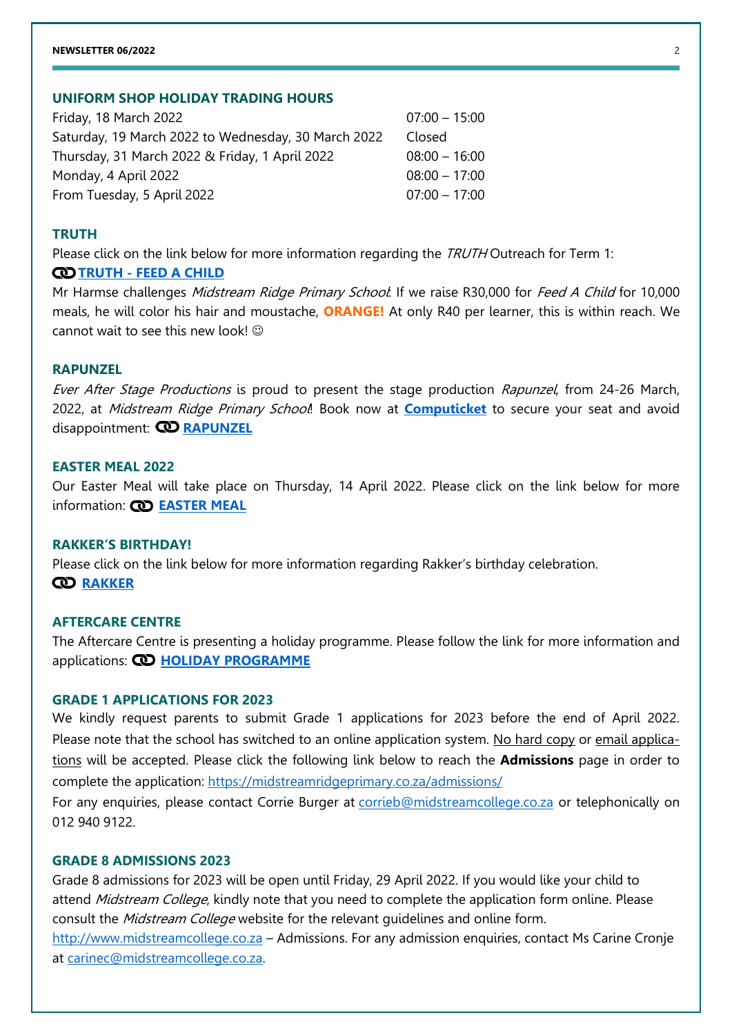## UNIFORM SHOP HOLIDAY TRADING HOURS

| | |
|---|---|
| Friday, 18 March 2022 | 07:00 – 15:00 |
| Saturday, 19 March 2022 to Wednesday, 30 March 2022 | Closed |
| Thursday, 31 March 2022 & Friday, 1 April 2022 | 08:00 – 16:00 |
| Monday, 4 April 2022 | 08:00 – 17:00 |
| From Tuesday, 5 April 2022 | 07:00 – 17:00 |

## TRUTH

Please click on the link below for more information regarding the *TRUTH* Outreach for Term 1:

**TRUTH - FEED A CHILD**

Mr Harmse challenges *Midstream Ridge Primary School*: If we raise R30,000 for *Feed A Child* for 10,000 meals, he will color his hair and moustache, **ORANGE!** At only R40 per learner, this is within reach. We cannot wait to see this new look! ☺

## RAPUNZEL

*Ever After Stage Productions* is proud to present the stage production *Rapunzel*, from 24-26 March, 2022, at *Midstream Ridge Primary School*! Book now at **Computicket** to secure your seat and avoid disappointment: **RAPUNZEL**

## EASTER MEAL 2022

Our Easter Meal will take place on Thursday, 14 April 2022. Please click on the link below for more information: **EASTER MEAL**

## RAKKER'S BIRTHDAY!

Please click on the link below for more information regarding Rakker's birthday celebration.

**RAKKER**

## AFTERCARE CENTRE

The Aftercare Centre is presenting a holiday programme. Please follow the link for more information and applications: **HOLIDAY PROGRAMME**

## GRADE 1 APPLICATIONS FOR 2023

We kindly request parents to submit Grade 1 applications for 2023 before the end of April 2022. Please note that the school has switched to an online application system. No hard copy or email applications will be accepted. Please click the following link below to reach the **Admissions** page in order to complete the application: https://midstreamridgeprimary.co.za/admissions/

For any enquiries, please contact Corrie Burger at corrieb@midstreamcollege.co.za or telephonically on 012 940 9122.

## GRADE 8 ADMISSIONS 2023

Grade 8 admissions for 2023 will be open until Friday, 29 April 2022. If you would like your child to attend *Midstream College*, kindly note that you need to complete the application form online. Please consult the *Midstream College* website for the relevant guidelines and online form.

http://www.midstreamcollege.co.za – Admissions. For any admission enquiries, contact Ms Carine Cronje at carinec@midstreamcollege.co.za.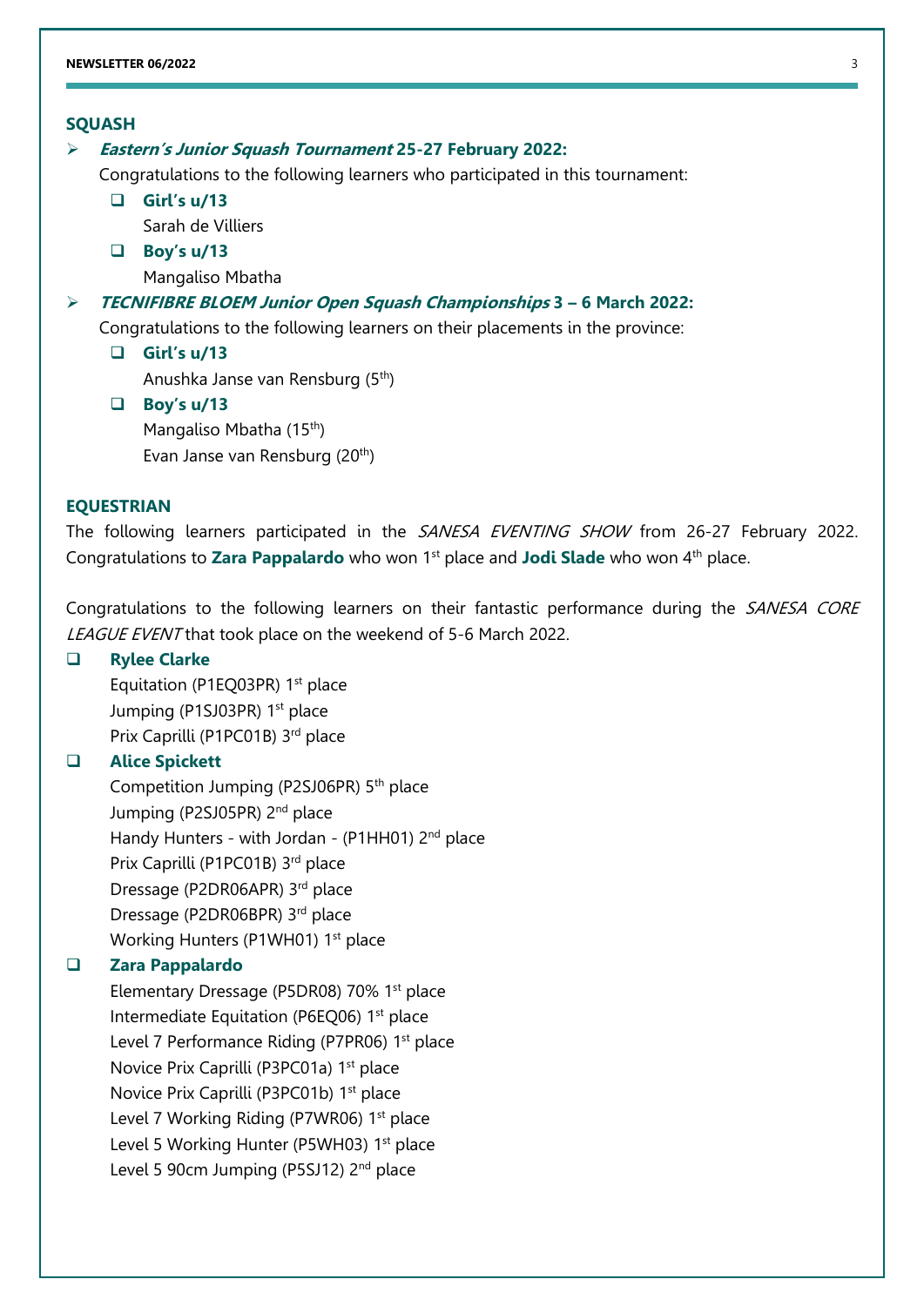## SQUASH

- ***Eastern's Junior Squash Tournament* 25-27 February 2022:**

  Congratulations to the following learners who participated in this tournament:

  - **Girl's u/13**

    Sarah de Villiers

  - **Boy's u/13**

    Mangaliso Mbatha

- ***TECNIFIBRE BLOEM Junior Open Squash Championships* 3 – 6 March 2022:**

  Congratulations to the following learners on their placements in the province:

  - **Girl's u/13**

    Anushka Janse van Rensburg (5th)

  - **Boy's u/13**

    Mangaliso Mbatha (15th)
    Evan Janse van Rensburg (20th)

## EQUESTRIAN

The following learners participated in the *SANESA EVENTING SHOW* from 26-27 February 2022. Congratulations to **Zara Pappalardo** who won 1st place and **Jodi Slade** who won 4th place.

Congratulations to the following learners on their fantastic performance during the *SANESA CORE LEAGUE EVENT* that took place on the weekend of 5-6 March 2022.

- **Rylee Clarke**

  Equitation (P1EQ03PR) 1st place
  Jumping (P1SJ03PR) 1st place
  Prix Caprilli (P1PC01B) 3rd place

- **Alice Spickett**

  Competition Jumping (P2SJ06PR) 5th place
  Jumping (P2SJ05PR) 2nd place
  Handy Hunters - with Jordan - (P1HH01) 2nd place
  Prix Caprilli (P1PC01B) 3rd place
  Dressage (P2DR06APR) 3rd place
  Dressage (P2DR06BPR) 3rd place
  Working Hunters (P1WH01) 1st place

- **Zara Pappalardo**

  Elementary Dressage (P5DR08) 70% 1st place
  Intermediate Equitation (P6EQ06) 1st place
  Level 7 Performance Riding (P7PR06) 1st place
  Novice Prix Caprilli (P3PC01a) 1st place
  Novice Prix Caprilli (P3PC01b) 1st place
  Level 7 Working Riding (P7WR06) 1st place
  Level 5 Working Hunter (P5WH03) 1st place
  Level 5 90cm Jumping (P5SJ12) 2nd place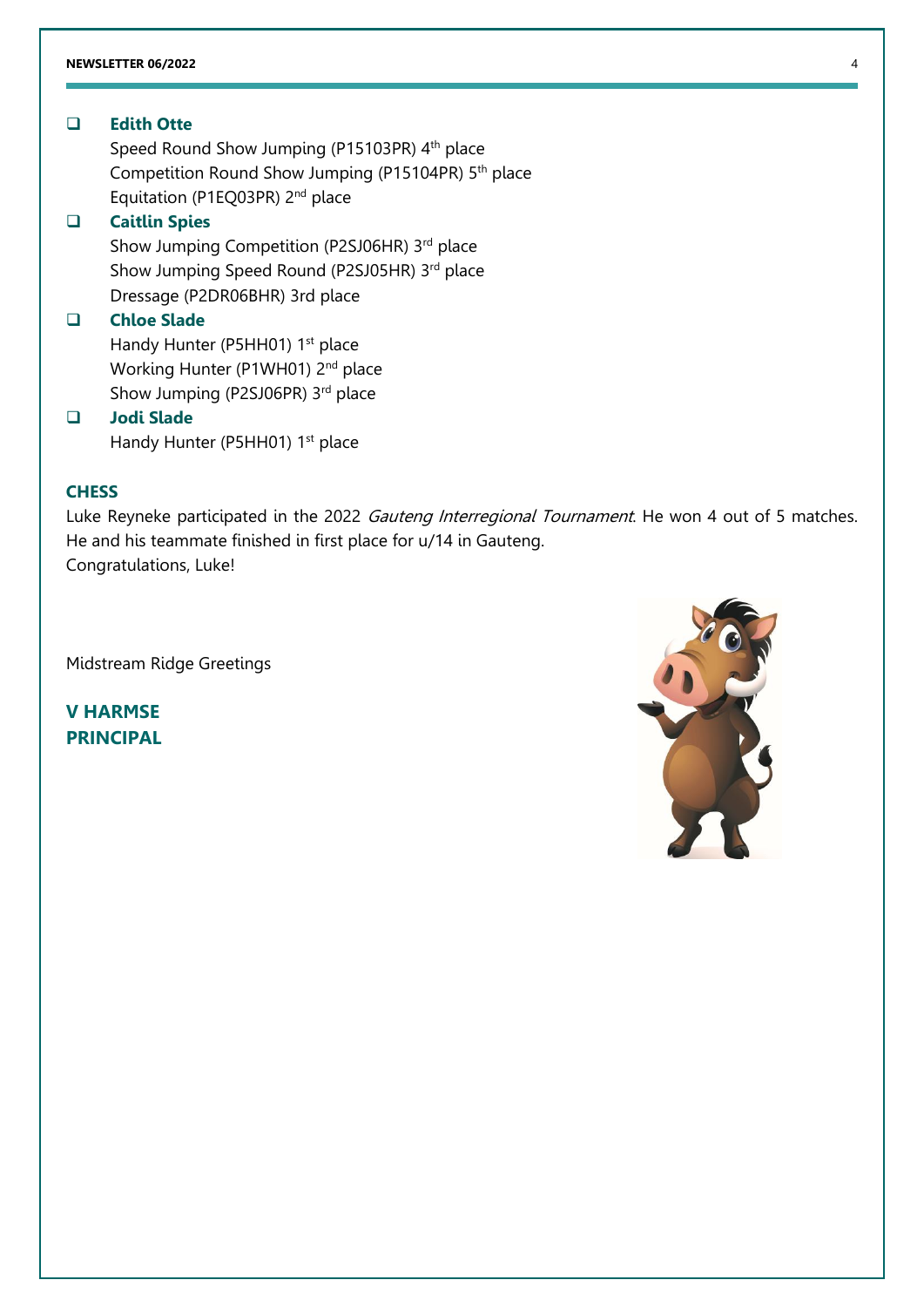- **Edith Otte**
  Speed Round Show Jumping (P15103PR) 4th place
  Competition Round Show Jumping (P15104PR) 5th place
  Equitation (P1EQ03PR) 2nd place
- **Caitlin Spies**
  Show Jumping Competition (P2SJ06HR) 3rd place
  Show Jumping Speed Round (P2SJ05HR) 3rd place
  Dressage (P2DR06BHR) 3rd place
- **Chloe Slade**
  Handy Hunter (P5HH01) 1st place
  Working Hunter (P1WH01) 2nd place
  Show Jumping (P2SJ06PR) 3rd place
- **Jodi Slade**
  Handy Hunter (P5HH01) 1st place

**CHESS**

Luke Reyneke participated in the 2022 *Gauteng Interregional Tournament*. He won 4 out of 5 matches. He and his teammate finished in first place for u/14 in Gauteng.
Congratulations, Luke!

Midstream Ridge Greetings

**V HARMSE**
**PRINCIPAL**